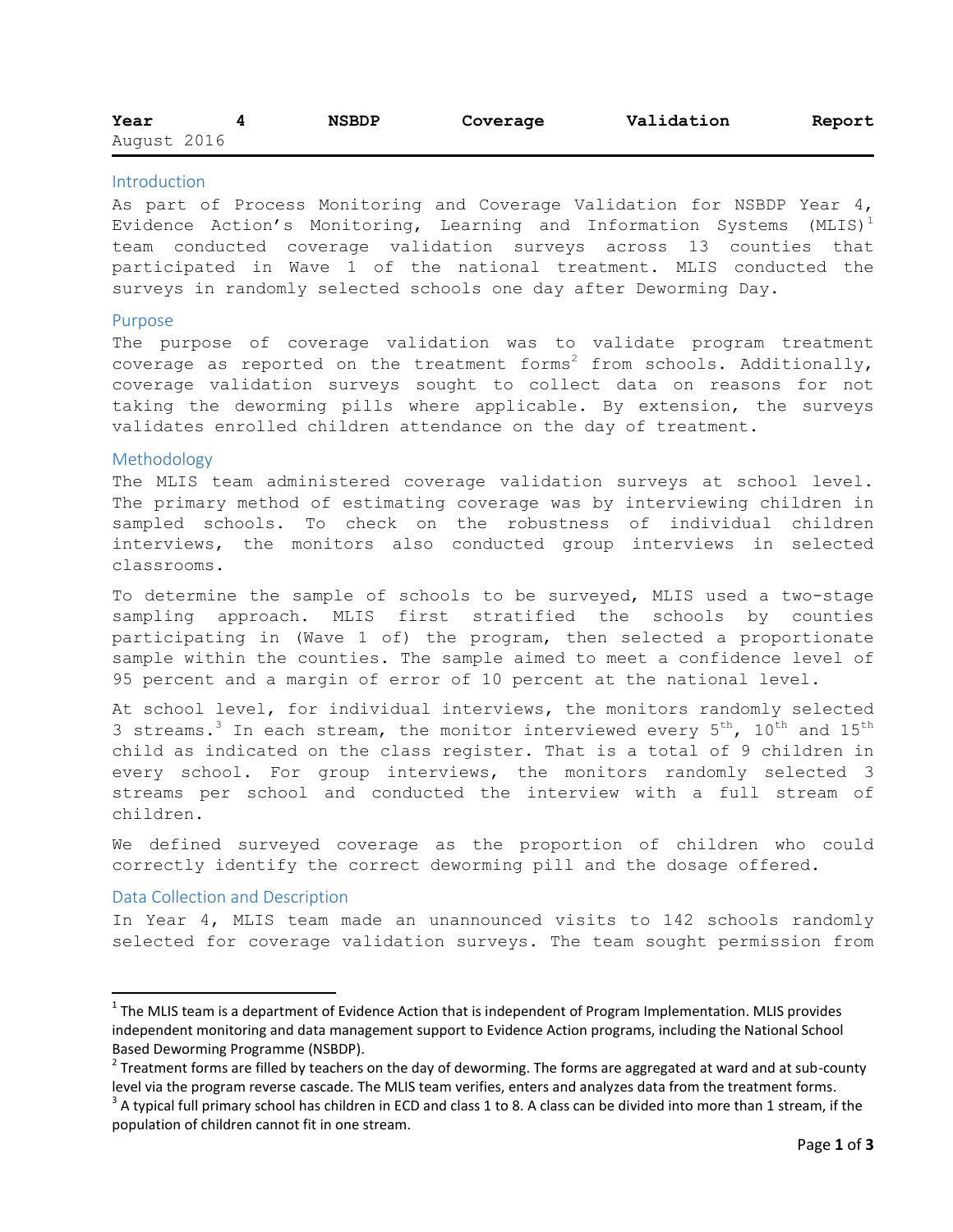# Year 4 NSBDP Coverage Validation Report

August 2016

## Introduction

As part of Process Monitoring and Coverage Validation for NSBDP Year 4, Evidence Action's Monitoring, Learning and Information Systems (MLIS)[1] team conducted coverage validation surveys across 13 counties that participated in Wave 1 of the national treatment. MLIS conducted the surveys in randomly selected schools one day after Deworming Day.

## Purpose

The purpose of coverage validation was to validate program treatment coverage as reported on the treatment forms[2] from schools. Additionally, coverage validation surveys sought to collect data on reasons for not taking the deworming pills where applicable. By extension, the surveys validates enrolled children attendance on the day of treatment.

## Methodology

The MLIS team administered coverage validation surveys at school level. The primary method of estimating coverage was by interviewing children in sampled schools. To check on the robustness of individual children interviews, the monitors also conducted group interviews in selected classrooms.

To determine the sample of schools to be surveyed, MLIS used a two-stage sampling approach. MLIS first stratified the schools by counties participating in (Wave 1 of) the program, then selected a proportionate sample within the counties. The sample aimed to meet a confidence level of 95 percent and a margin of error of 10 percent at the national level.

At school level, for individual interviews, the monitors randomly selected 3 streams.[3] In each stream, the monitor interviewed every 5th, 10th and 15th child as indicated on the class register. That is a total of 9 children in every school. For group interviews, the monitors randomly selected 3 streams per school and conducted the interview with a full stream of children.

We defined surveyed coverage as the proportion of children who could correctly identify the correct deworming pill and the dosage offered.

## Data Collection and Description

In Year 4, MLIS team made an unannounced visits to 142 schools randomly selected for coverage validation surveys. The team sought permission from

---

[1] The MLIS team is a department of Evidence Action that is independent of Program Implementation. MLIS provides independent monitoring and data management support to Evidence Action programs, including the National School Based Deworming Programme (NSBDP).

[2] Treatment forms are filled by teachers on the day of deworming. The forms are aggregated at ward and at sub-county level via the program reverse cascade. The MLIS team verifies, enters and analyzes data from the treatment forms.

[3] A typical full primary school has children in ECD and class 1 to 8. A class can be divided into more than 1 stream, if the population of children cannot fit in one stream.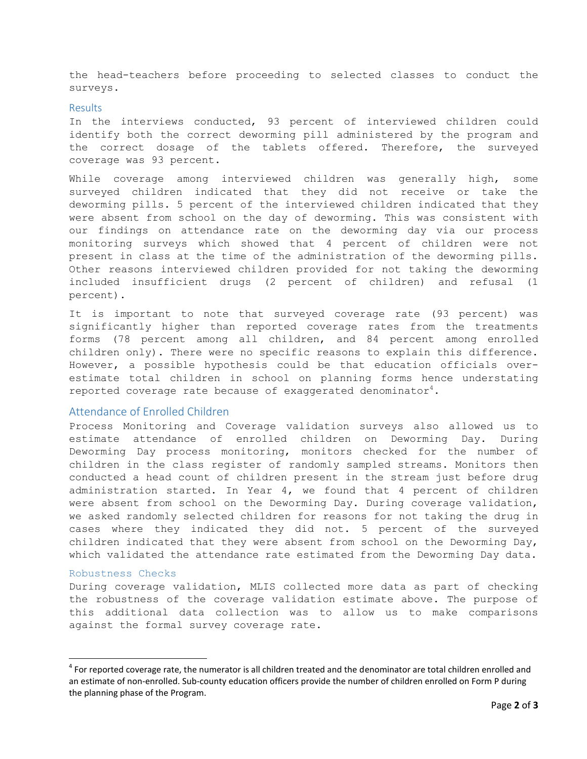the head-teachers before proceeding to selected classes to conduct the surveys.

### Results

In the interviews conducted, 93 percent of interviewed children could identify both the correct deworming pill administered by the program and the correct dosage of the tablets offered. Therefore, the surveyed coverage was 93 percent.

While coverage among interviewed children was generally high, some surveyed children indicated that they did not receive or take the deworming pills. 5 percent of the interviewed children indicated that they were absent from school on the day of deworming. This was consistent with our findings on attendance rate on the deworming day via our process monitoring surveys which showed that 4 percent of children were not present in class at the time of the administration of the deworming pills. Other reasons interviewed children provided for not taking the deworming included insufficient drugs (2 percent of children) and refusal (1 percent).

It is important to note that surveyed coverage rate (93 percent) was significantly higher than reported coverage rates from the treatments forms (78 percent among all children, and 84 percent among enrolled children only). There were no specific reasons to explain this difference. However, a possible hypothesis could be that education officials over-estimate total children in school on planning forms hence understating reported coverage rate because of exaggerated denominator[4].

## Attendance of Enrolled Children

Process Monitoring and Coverage validation surveys also allowed us to estimate attendance of enrolled children on Deworming Day. During Deworming Day process monitoring, monitors checked for the number of children in the class register of randomly sampled streams. Monitors then conducted a head count of children present in the stream just before drug administration started. In Year 4, we found that 4 percent of children were absent from school on the Deworming Day. During coverage validation, we asked randomly selected children for reasons for not taking the drug in cases where they indicated they did not. 5 percent of the surveyed children indicated that they were absent from school on the Deworming Day, which validated the attendance rate estimated from the Deworming Day data.

### Robustness Checks

During coverage validation, MLIS collected more data as part of checking the robustness of the coverage validation estimate above. The purpose of this additional data collection was to allow us to make comparisons against the formal survey coverage rate.

---

[4] For reported coverage rate, the numerator is all children treated and the denominator are total children enrolled and an estimate of non-enrolled. Sub-county education officers provide the number of children enrolled on Form P during the planning phase of the Program.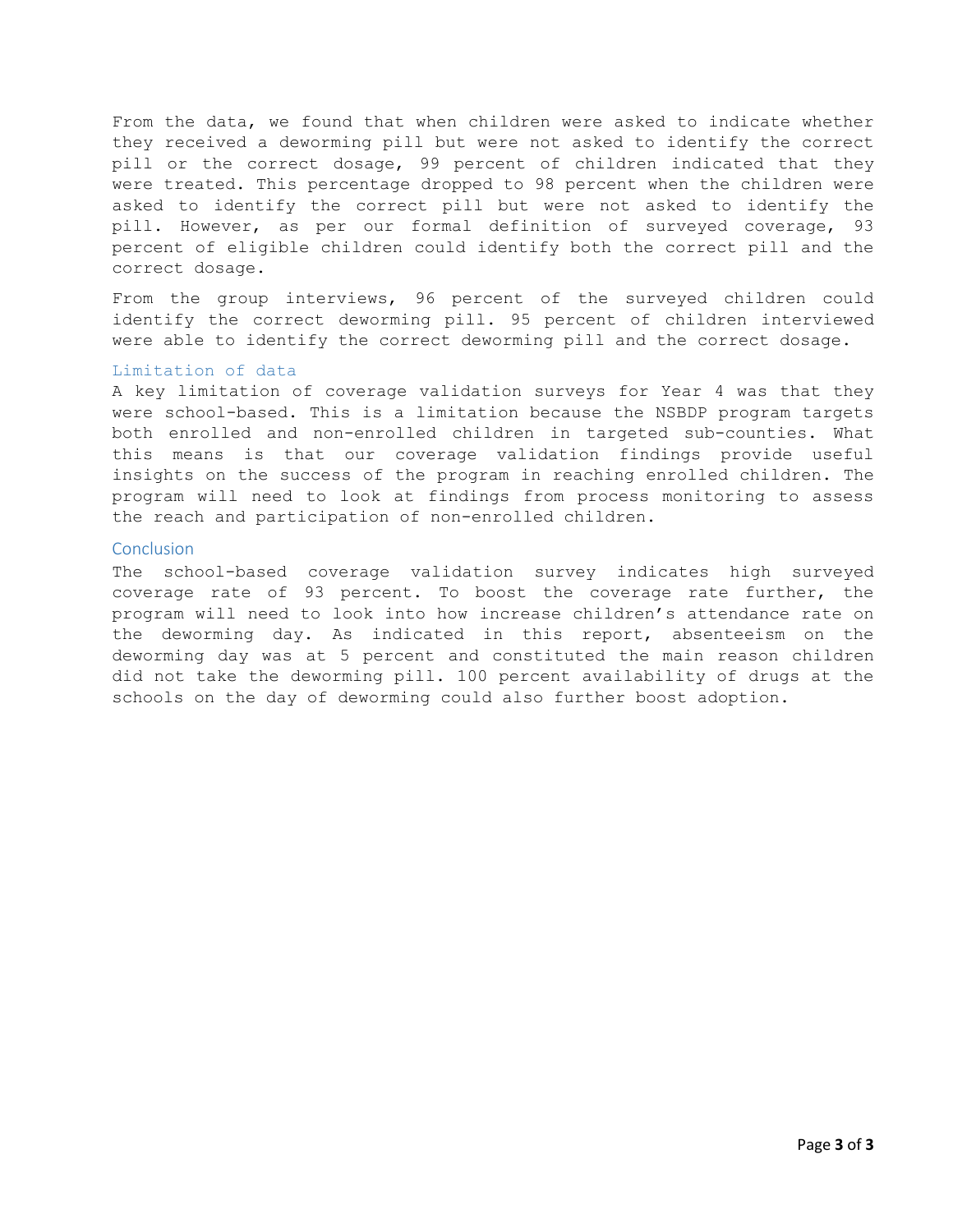From the data, we found that when children were asked to indicate whether they received a deworming pill but were not asked to identify the correct pill or the correct dosage, 99 percent of children indicated that they were treated. This percentage dropped to 98 percent when the children were asked to identify the correct pill but were not asked to identify the pill. However, as per our formal definition of surveyed coverage, 93 percent of eligible children could identify both the correct pill and the correct dosage.

From the group interviews, 96 percent of the surveyed children could identify the correct deworming pill. 95 percent of children interviewed were able to identify the correct deworming pill and the correct dosage.

### Limitation of data

A key limitation of coverage validation surveys for Year 4 was that they were school-based. This is a limitation because the NSBDP program targets both enrolled and non-enrolled children in targeted sub-counties. What this means is that our coverage validation findings provide useful insights on the success of the program in reaching enrolled children. The program will need to look at findings from process monitoring to assess the reach and participation of non-enrolled children.

## Conclusion

The school-based coverage validation survey indicates high surveyed coverage rate of 93 percent. To boost the coverage rate further, the program will need to look into how increase children's attendance rate on the deworming day. As indicated in this report, absenteeism on the deworming day was at 5 percent and constituted the main reason children did not take the deworming pill. 100 percent availability of drugs at the schools on the day of deworming could also further boost adoption.